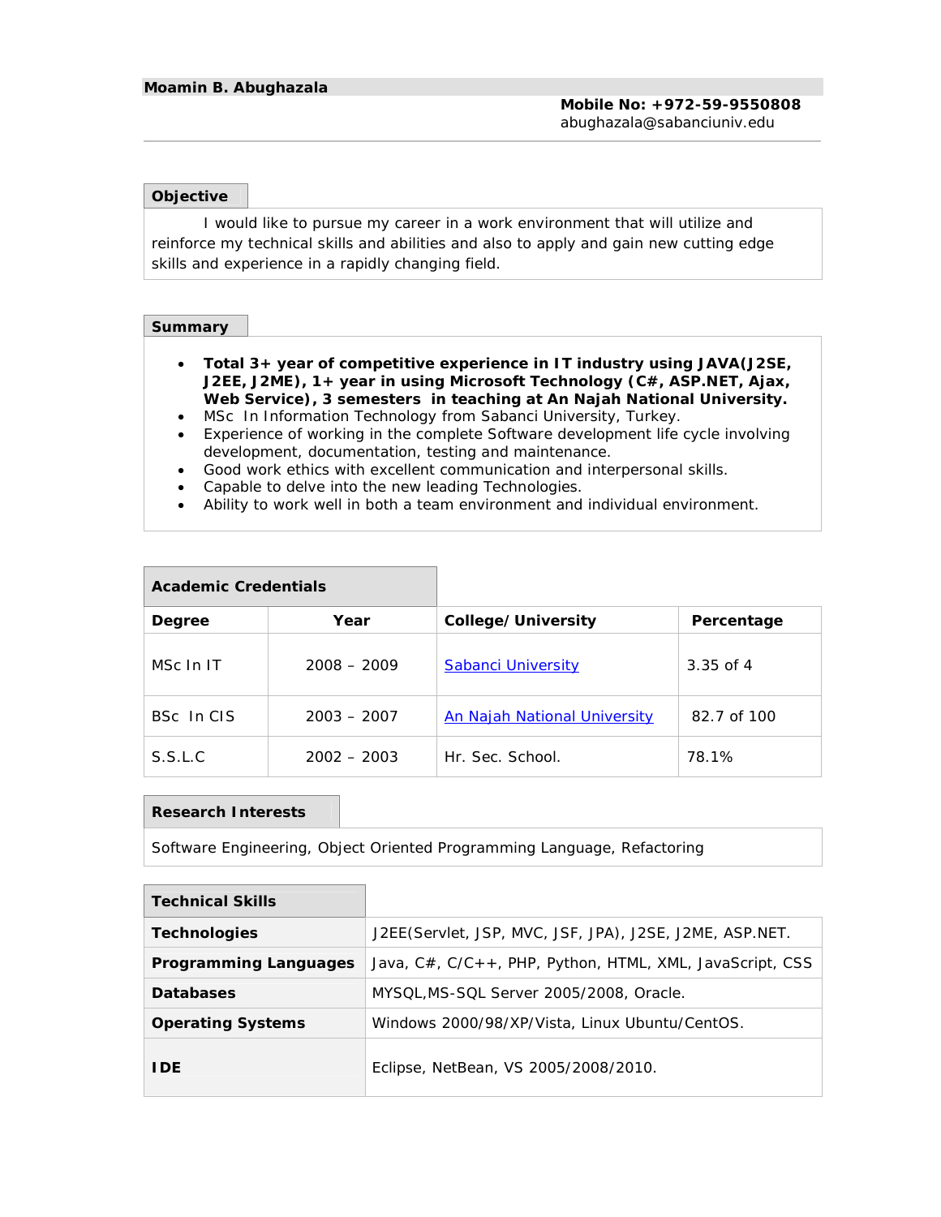**Moamin B. Abughazala**

**Mobile No: +972-59-9550808**
abughazala@sabanciuniv.edu

## Objective

I would like to pursue my career in a work environment that will utilize and reinforce my technical skills and abilities and also to apply and gain new cutting edge skills and experience in a rapidly changing field.

## Summary

- **Total 3+ year of competitive experience in IT industry using JAVA(J2SE, J2EE, J2ME), 1+ year in using Microsoft Technology (C#, ASP.NET, Ajax, Web Service), 3 semesters in teaching at An Najah National University.**
- MSc In Information Technology from Sabanci University, Turkey.
- Experience of working in the complete Software development life cycle involving development, documentation, testing and maintenance.
- Good work ethics with excellent communication and interpersonal skills.
- Capable to delve into the new leading Technologies.
- Ability to work well in both a team environment and individual environment.

## Academic Credentials

| Degree | Year | College/ University | Percentage |
|---|---|---|---|
| MSc In IT | 2008 – 2009 | Sabanci University | 3.35 of 4 |
| BSc In CIS | 2003 – 2007 | An Najah National University | 82.7 of 100 |
| S.S.L.C | 2002 – 2003 | Hr. Sec. School. | 78.1% |

## Research Interests

Software Engineering, Object Oriented Programming Language, Refactoring

## Technical Skills

| | |
|---|---|
| **Technologies** | J2EE(Servlet, JSP, MVC, JSF, JPA), J2SE, J2ME, ASP.NET. |
| **Programming Languages** | Java, C#, C/C++, PHP, Python, HTML, XML, JavaScript, CSS |
| **Databases** | MYSQL,MS-SQL Server 2005/2008, Oracle. |
| **Operating Systems** | Windows 2000/98/XP/Vista, Linux Ubuntu/CentOS. |
| **IDE** | Eclipse, NetBean, VS 2005/2008/2010. |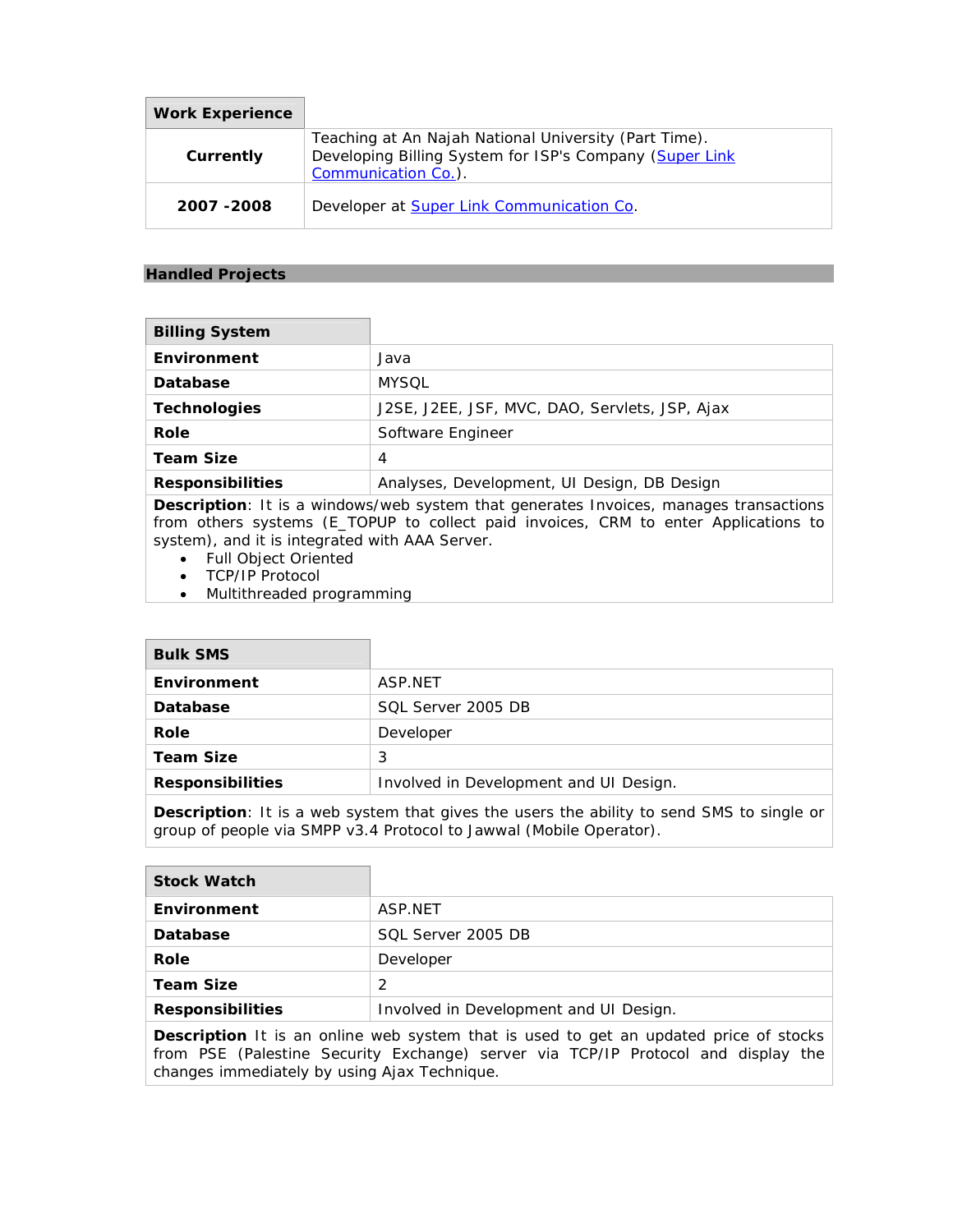| Work Experience | |
|---|---|
| **Currently** | Teaching at An Najah National University (Part Time).<br>Developing Billing System for ISP's Company (Super Link Communication Co.). |
| **2007 -2008** | Developer at Super Link Communication Co. |

## Handled Projects

| Billing System | |
|---|---|
| **Environment** | Java |
| **Database** | MYSQL |
| **Technologies** | J2SE, J2EE, JSF, MVC, DAO, Servlets, JSP, Ajax |
| **Role** | Software Engineer |
| **Team Size** | 4 |
| **Responsibilities** | Analyses, Development, UI Design, DB Design |

**Description**: It is a windows/web system that generates Invoices, manages transactions from others systems (E_TOPUP to collect paid invoices, CRM to enter Applications to system), and it is integrated with AAA Server.

- Full Object Oriented
- TCP/IP Protocol
- Multithreaded programming

| Bulk SMS | |
|---|---|
| **Environment** | ASP.NET |
| **Database** | SQL Server 2005 DB |
| **Role** | Developer |
| **Team Size** | 3 |
| **Responsibilities** | Involved in Development and UI Design. |

**Description**: It is a web system that gives the users the ability to send SMS to single or group of people via SMPP v3.4 Protocol to Jawwal (Mobile Operator).

| Stock Watch | |
|---|---|
| **Environment** | ASP.NET |
| **Database** | SQL Server 2005 DB |
| **Role** | Developer |
| **Team Size** | 2 |
| **Responsibilities** | Involved in Development and UI Design. |

**Description** It is an online web system that is used to get an updated price of stocks from PSE (Palestine Security Exchange) server via TCP/IP Protocol and display the changes immediately by using Ajax Technique.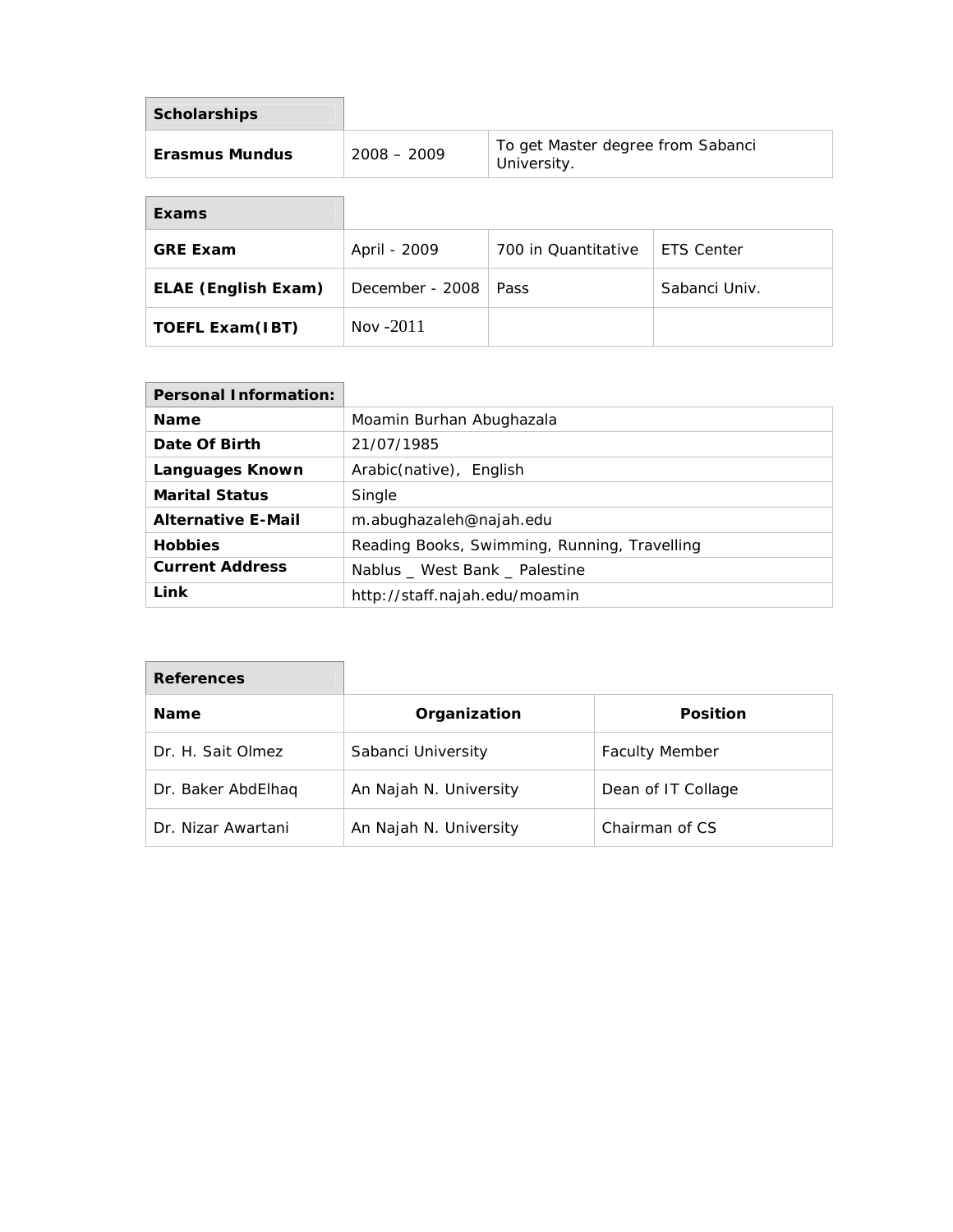| Scholarships | | |
|---|---|---|
| **Erasmus Mundus** | 2008 – 2009 | To get Master degree from Sabanci University. |

| Exams | | | |
|---|---|---|---|
| **GRE Exam** | April - 2009 | 700 in Quantitative | ETS Center |
| **ELAE (English Exam)** | December - 2008 | Pass | Sabanci Univ. |
| **TOEFL Exam(IBT)** | Nov -2011 | | |

| Personal Information: | |
|---|---|
| **Name** | Moamin Burhan Abughazala |
| **Date Of Birth** | 21/07/1985 |
| **Languages Known** | Arabic(native), English |
| **Marital Status** | Single |
| **Alternative E-Mail** | m.abughazaleh@najah.edu |
| **Hobbies** | Reading Books, Swimming, Running, Travelling |
| **Current Address** | Nablus _ West Bank _ Palestine |
| **Link** | http://staff.najah.edu/moamin |

**References**

| Name | Organization | Position |
|---|---|---|
| Dr. H. Sait Olmez | Sabanci University | Faculty Member |
| Dr. Baker AbdElhaq | An Najah N. University | Dean of IT Collage |
| Dr. Nizar Awartani | An Najah N. University | Chairman of CS |